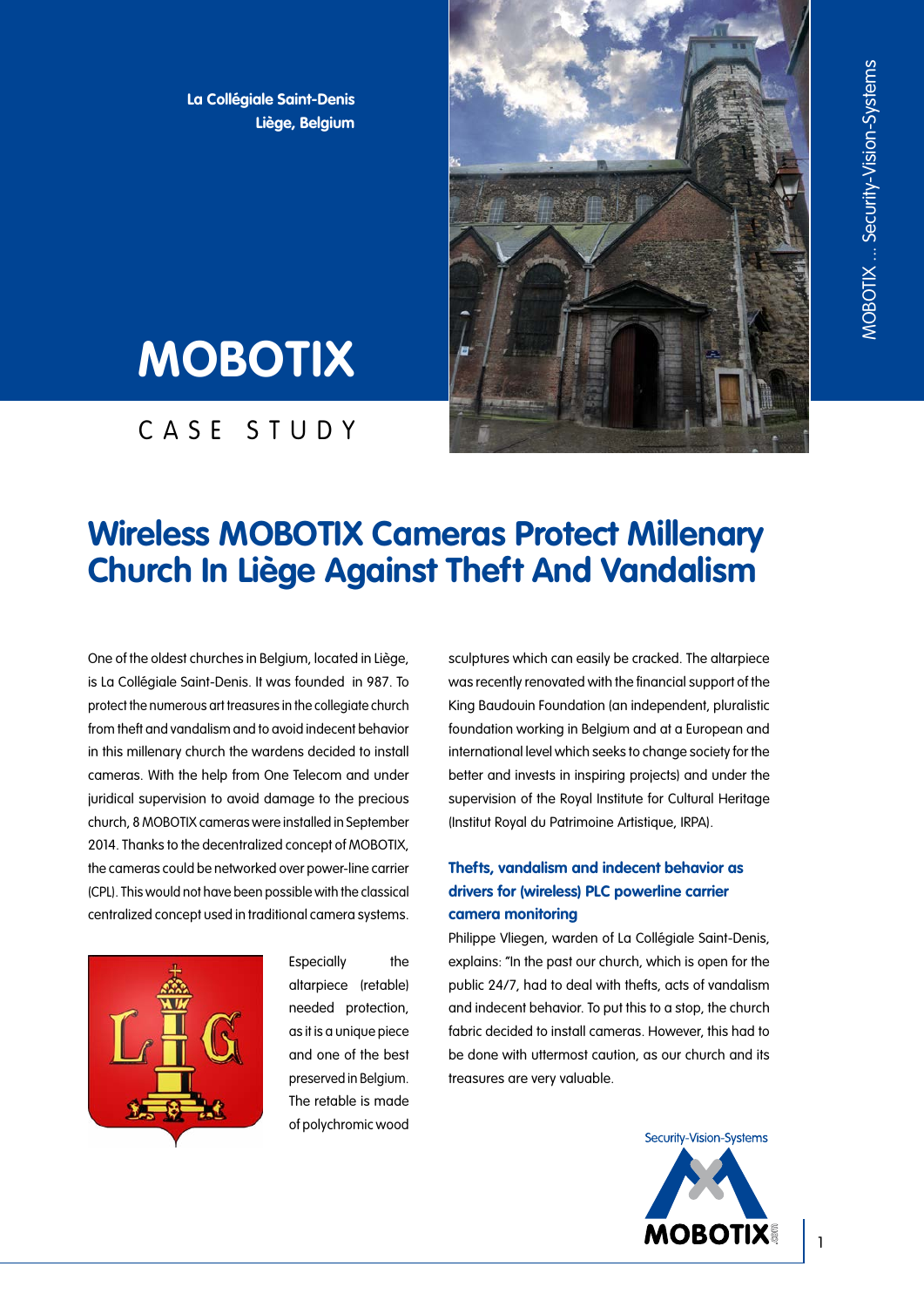La Collégiale Saint-Denis
Liège, Belgium

MOBOTIX

CASE STUDY

# Wireless MOBOTIX Cameras Protect Millenary Church In Liège Against Theft And Vandalism

One of the oldest churches in Belgium, located in Liège, is La Collégiale Saint-Denis. It was founded in 987. To protect the numerous art treasures in the collegiate church from theft and vandalism and to avoid indecent behavior in this millenary church the wardens decided to install cameras. With the help from One Telecom and under juridical supervision to avoid damage to the precious church, 8 MOBOTIX cameras were installed in September 2014. Thanks to the decentralized concept of MOBOTIX, the cameras could be networked over power-line carrier (CPL). This would not have been possible with the classical centralized concept used in traditional camera systems.

Especially the altarpiece (retable) needed protection, as it is a unique piece and one of the best preserved in Belgium. The retable is made of polychromic wood sculptures which can easily be cracked. The altarpiece was recently renovated with the financial support of the King Baudouin Foundation (an independent, pluralistic foundation working in Belgium and at a European and international level which seeks to change society for the better and invests in inspiring projects) and under the supervision of the Royal Institute for Cultural Heritage (Institut Royal du Patrimoine Artistique, IRPA).

### Thefts, vandalism and indecent behavior as drivers for (wireless) PLC powerline carrier camera monitoring

Philippe Vliegen, warden of La Collégiale Saint-Denis, explains: "In the past our church, which is open for the public 24/7, had to deal with thefts, acts of vandalism and indecent behavior. To put this to a stop, the church fabric decided to install cameras. However, this had to be done with uttermost caution, as our church and its treasures are very valuable.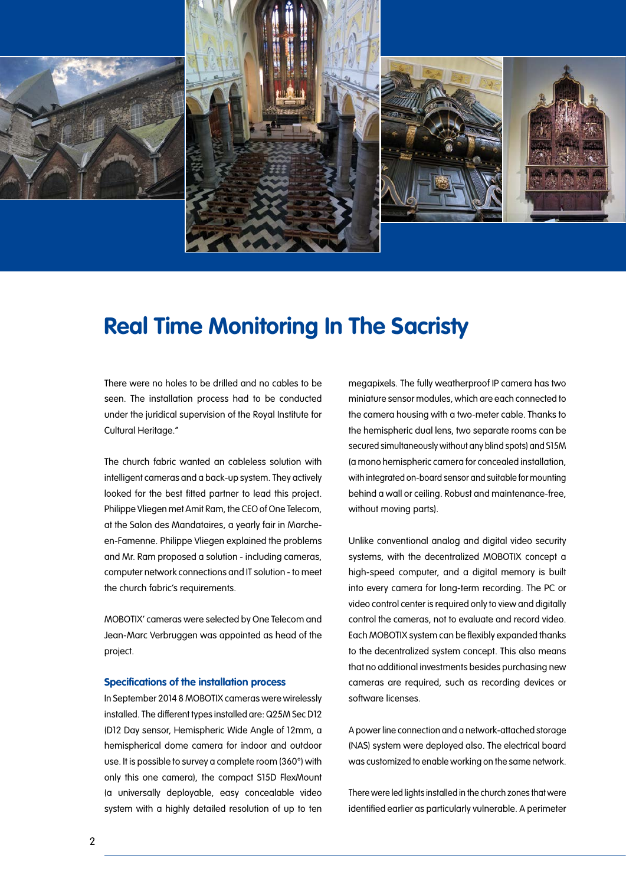# Real Time Monitoring In The Sacristy

There were no holes to be drilled and no cables to be seen. The installation process had to be conducted under the juridical supervision of the Royal Institute for Cultural Heritage."

The church fabric wanted an cableless solution with intelligent cameras and a back-up system. They actively looked for the best fitted partner to lead this project. Philippe Vliegen met Amit Ram, the CEO of One Telecom, at the Salon des Mandataires, a yearly fair in Marche-en-Famenne. Philippe Vliegen explained the problems and Mr. Ram proposed a solution - including cameras, computer network connections and IT solution - to meet the church fabric's requirements.

MOBOTIX' cameras were selected by One Telecom and Jean-Marc Verbruggen was appointed as head of the project.

### Specifications of the installation process

In September 2014 8 MOBOTIX cameras were wirelessly installed. The different types installed are: Q25M Sec D12 (D12 Day sensor, Hemispheric Wide Angle of 12mm, a hemispherical dome camera for indoor and outdoor use. It is possible to survey a complete room (360°) with only this one camera), the compact S15D FlexMount (a universally deployable, easy concealable video system with a highly detailed resolution of up to ten megapixels. The fully weatherproof IP camera has two miniature sensor modules, which are each connected to the camera housing with a two-meter cable. Thanks to the hemispheric dual lens, two separate rooms can be secured simultaneously without any blind spots) and S15M (a mono hemispheric camera for concealed installation, with integrated on-board sensor and suitable for mounting behind a wall or ceiling. Robust and maintenance-free, without moving parts).

Unlike conventional analog and digital video security systems, with the decentralized MOBOTIX concept a high-speed computer, and a digital memory is built into every camera for long-term recording. The PC or video control center is required only to view and digitally control the cameras, not to evaluate and record video. Each MOBOTIX system can be flexibly expanded thanks to the decentralized system concept. This also means that no additional investments besides purchasing new cameras are required, such as recording devices or software licenses.

A power line connection and a network-attached storage (NAS) system were deployed also. The electrical board was customized to enable working on the same network.

There were led lights installed in the church zones that were identified earlier as particularly vulnerable. A perimeter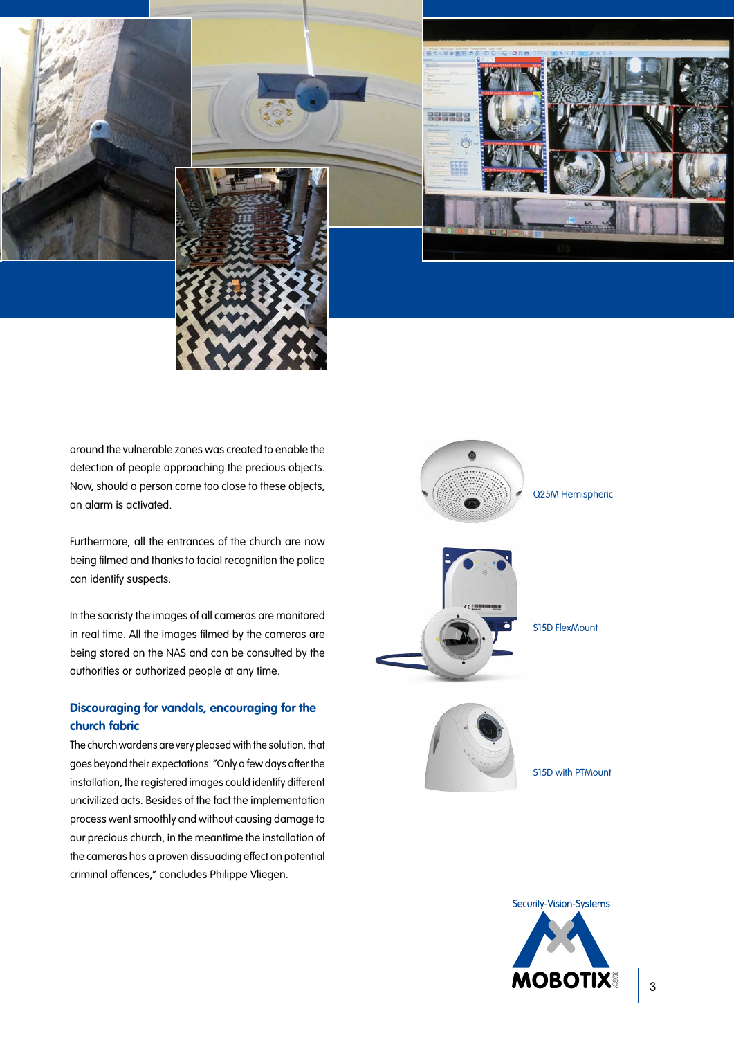around the vulnerable zones was created to enable the detection of people approaching the precious objects. Now, should a person come too close to these objects, an alarm is activated.

Furthermore, all the entrances of the church are now being filmed and thanks to facial recognition the police can identify suspects.

In the sacristy the images of all cameras are monitored in real time. All the images filmed by the cameras are being stored on the NAS and can be consulted by the authorities or authorized people at any time.

### Discouraging for vandals, encouraging for the church fabric

The church wardens are very pleased with the solution, that goes beyond their expectations. "Only a few days after the installation, the registered images could identify different uncivilized acts. Besides of the fact the implementation process went smoothly and without causing damage to our precious church, in the meantime the installation of the cameras has a proven dissuading effect on potential criminal offences," concludes Philippe Vliegen.

Q25M Hemispheric

S15D FlexMount

S15D with PTMount

Security-Vision-Systems

MOBOTIX .com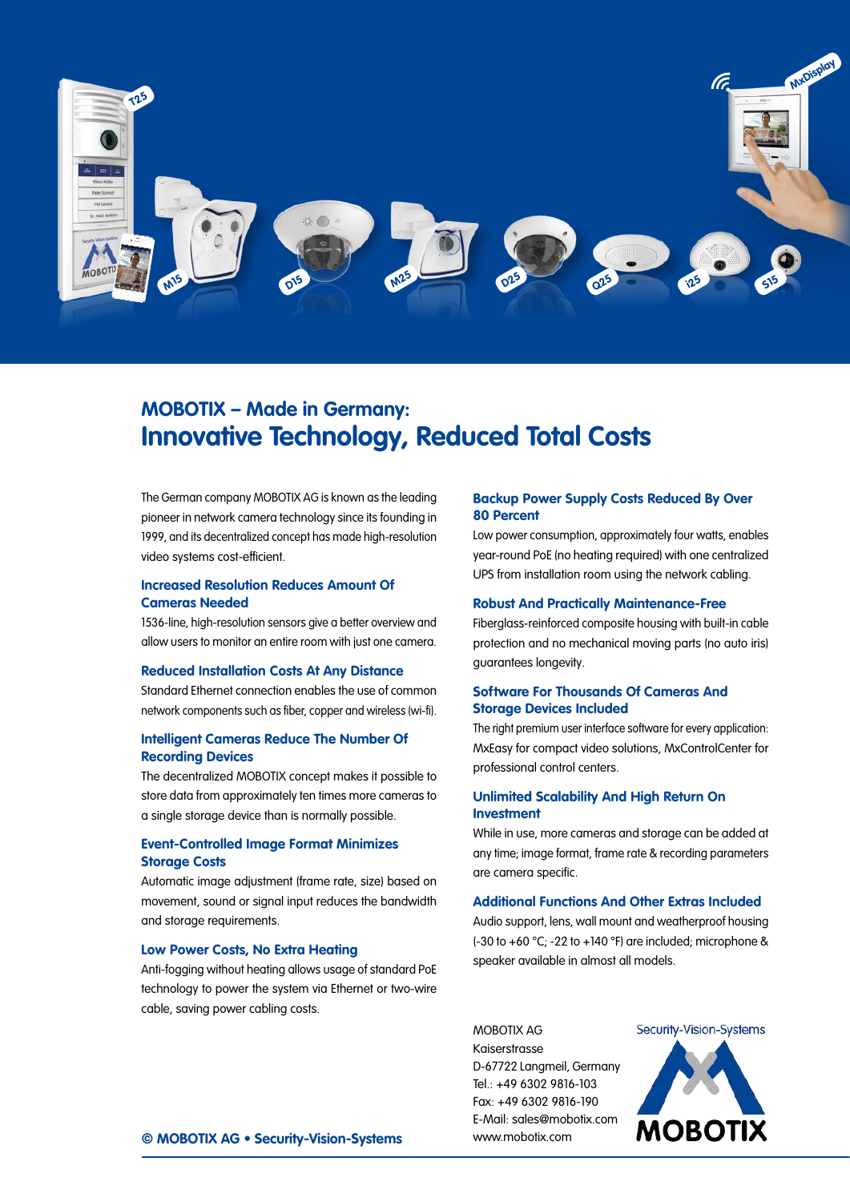## MOBOTIX – Made in Germany:

# Innovative Technology, Reduced Total Costs

The German company MOBOTIX AG is known as the leading pioneer in network camera technology since its founding in 1999, and its decentralized concept has made high-resolution video systems cost-efficient.

### Increased Resolution Reduces Amount Of Cameras Needed

1536-line, high-resolution sensors give a better overview and allow users to monitor an entire room with just one camera.

### Reduced Installation Costs At Any Distance

Standard Ethernet connection enables the use of common network components such as fiber, copper and wireless (wi-fi).

### Intelligent Cameras Reduce The Number Of Recording Devices

The decentralized MOBOTIX concept makes it possible to store data from approximately ten times more cameras to a single storage device than is normally possible.

### Event-Controlled Image Format Minimizes Storage Costs

Automatic image adjustment (frame rate, size) based on movement, sound or signal input reduces the bandwidth and storage requirements.

### Low Power Costs, No Extra Heating

Anti-fogging without heating allows usage of standard PoE technology to power the system via Ethernet or two-wire cable, saving power cabling costs.

### Backup Power Supply Costs Reduced By Over 80 Percent

Low power consumption, approximately four watts, enables year-round PoE (no heating required) with one centralized UPS from installation room using the network cabling.

### Robust And Practically Maintenance-Free

Fiberglass-reinforced composite housing with built-in cable protection and no mechanical moving parts (no auto iris) guarantees longevity.

### Software For Thousands Of Cameras And Storage Devices Included

The right premium user interface software for every application: MxEasy for compact video solutions, MxControlCenter for professional control centers.

### Unlimited Scalability And High Return On Investment

While in use, more cameras and storage can be added at any time; image format, frame rate & recording parameters are camera specific.

### Additional Functions And Other Extras Included

Audio support, lens, wall mount and weatherproof housing (-30 to +60 °C; -22 to +140 °F) are included; microphone & speaker available in almost all models.

MOBOTIX AG
Kaiserstrasse
D-67722 Langmeil, Germany
Tel.: +49 6302 9816-103
Fax: +49 6302 9816-190
E-Mail: sales@mobotix.com
www.mobotix.com

Security-Vision-Systems
MOBOTIX

**© MOBOTIX AG • Security-Vision-Systems**